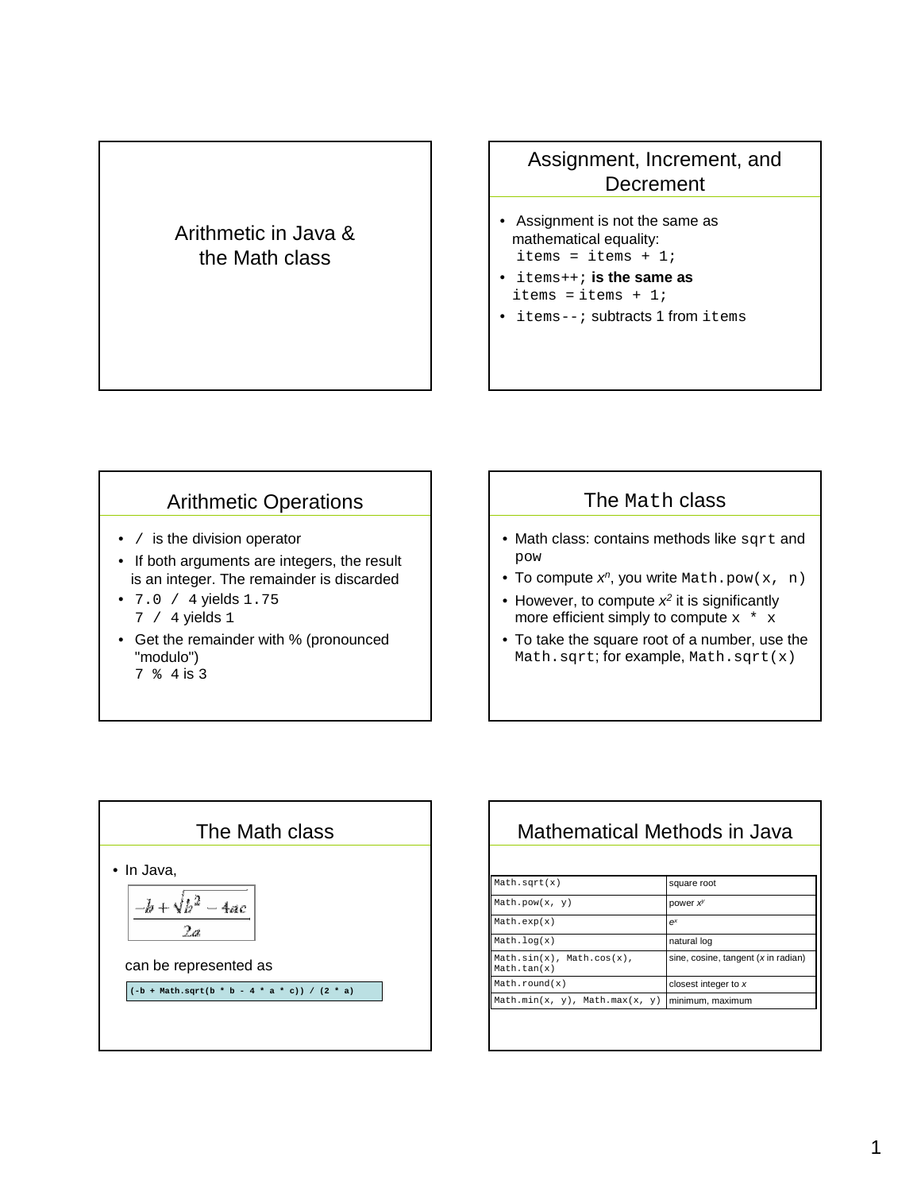# Arithmetic in Java & the Math class

## Assignment, Increment, and Decrement

- Assignment is not the same as mathematical equality:
  `items = items + 1;`
- `items++;` **is the same as** `items = items + 1;`
- `items--;` subtracts 1 from `items`

## Arithmetic Operations

- `/` is the division operator
- If both arguments are integers, the result is an integer. The remainder is discarded
- `7.0 / 4` yields `1.75`
  `7 / 4` yields `1`
- Get the remainder with % (pronounced "modulo")
  `7 % 4` is `3`

## The `Math` class

- Math class: contains methods like `sqrt` and `pow`
- To compute $x^n$, you write `Math.pow(x, n)`
- However, to compute $x^2$ it is significantly more efficient simply to compute `x * x`
- To take the square root of a number, use the `Math.sqrt`; for example, `Math.sqrt(x)`

## The Math class

- In Java,

$$\frac{-b + \sqrt{b^2 - 4ac}}{2a}$$

can be represented as

```
(-b + Math.sqrt(b * b - 4 * a * c)) / (2 * a)
```

## Mathematical Methods in Java

| | |
|---|---|
| `Math.sqrt(x)` | square root |
| `Math.pow(x, y)` | power $x^y$ |
| `Math.exp(x)` | $e^x$ |
| `Math.log(x)` | natural log |
| `Math.sin(x), Math.cos(x), Math.tan(x)` | sine, cosine, tangent ($x$ in radian) |
| `Math.round(x)` | closest integer to $x$ |
| `Math.min(x, y), Math.max(x, y)` | minimum, maximum |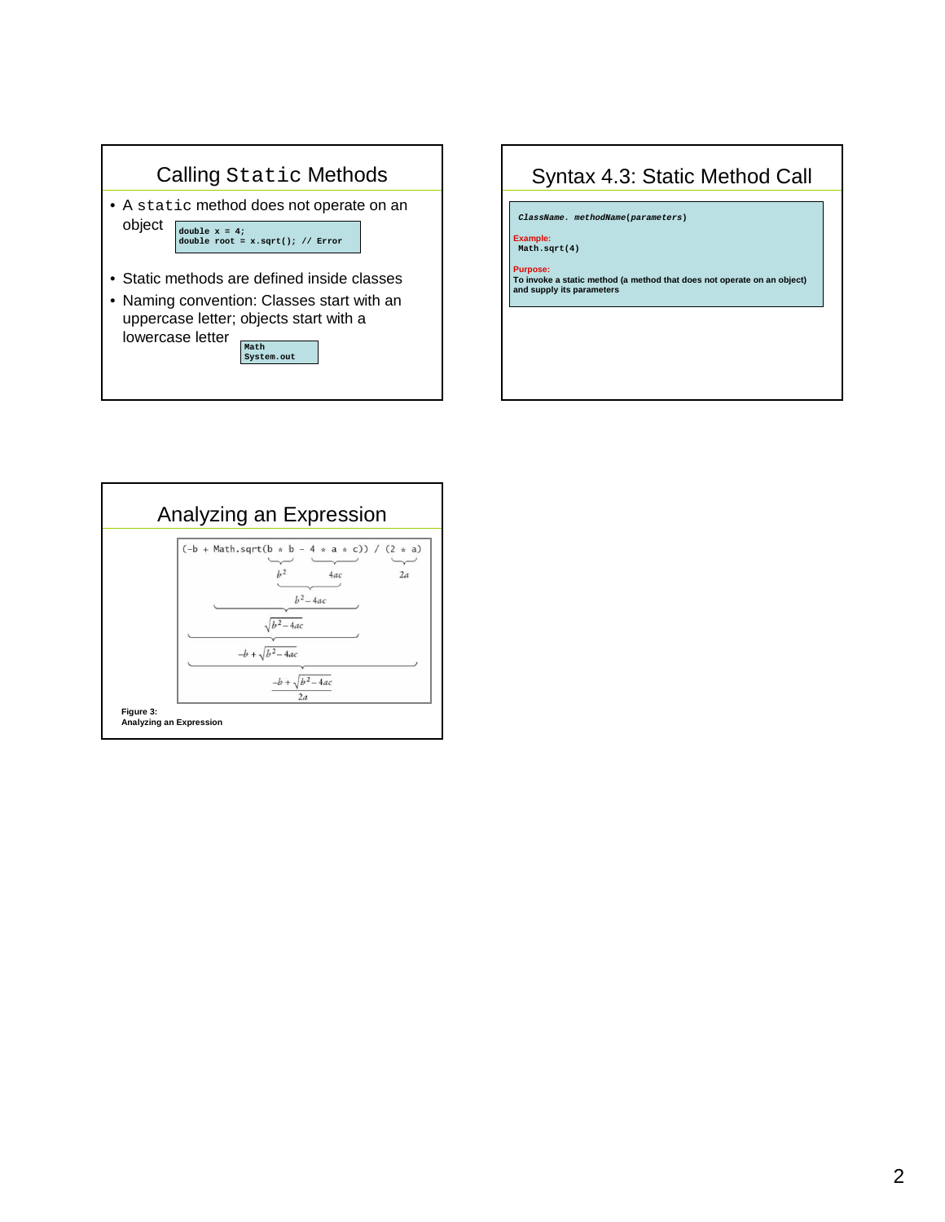## Calling `Static` Methods

- A `static` method does not operate on an object

```
double x = 4;
double root = x.sqrt(); // Error
```

- Static methods are defined inside classes
- Naming convention: Classes start with an uppercase letter; objects start with a lowercase letter

```
Math
System.out
```

## Syntax 4.3: Static Method Call

```
ClassName. methodName(parameters)
```

**Example:**

```
Math.sqrt(4)
```

**Purpose:**

**To invoke a static method (a method that does not operate on an object) and supply its parameters**

## Analyzing an Expression

```
(-b + Math.sqrt(b * b - 4 * a * c)) / (2 * a)
```

$b^2$ $4ac$ $2a$

$b^2 - 4ac$

$\sqrt{b^2 - 4ac}$

$-b + \sqrt{b^2 - 4ac}$

$$\frac{-b + \sqrt{b^2 - 4ac}}{2a}$$

**Figure 3:**
**Analyzing an Expression**